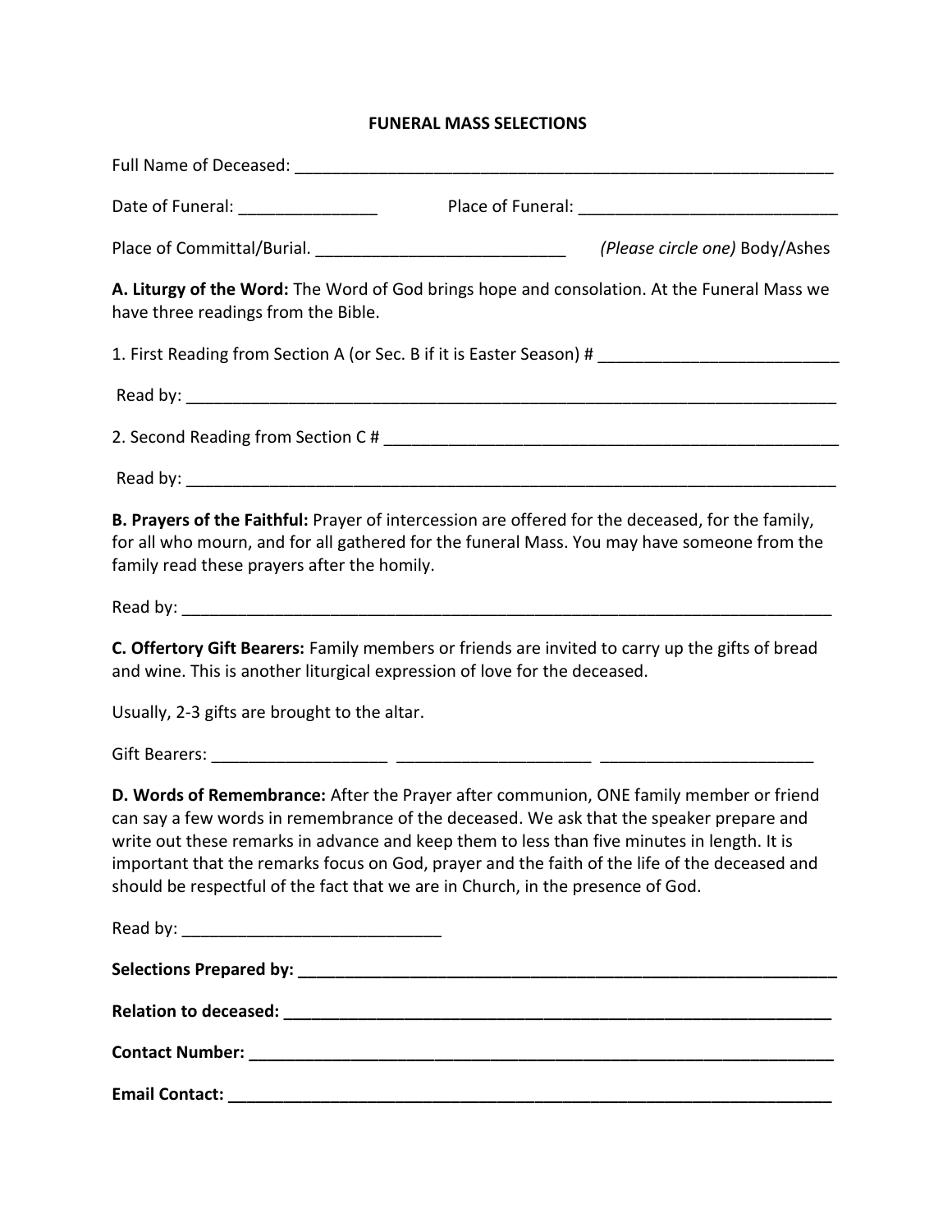# FUNERAL MASS SELECTIONS

Full Name of Deceased: ___________________________________________________________

Date of Funeral: _______________ Place of Funeral: ____________________________

Place of Committal/Burial. ___________________________ *(Please circle one)* Body/Ashes

**A. Liturgy of the Word:** The Word of God brings hope and consolation. At the Funeral Mass we have three readings from the Bible.

1. First Reading from Section A (or Sec. B if it is Easter Season) # __________________________

Read by: __________________________________________________________________________

2. Second Reading from Section C # ____________________________________________________

Read by: __________________________________________________________________________

**B. Prayers of the Faithful:** Prayer of intercession are offered for the deceased, for the family, for all who mourn, and for all gathered for the funeral Mass. You may have someone from the family read these prayers after the homily.

Read by: __________________________________________________________________________

**C. Offertory Gift Bearers:** Family members or friends are invited to carry up the gifts of bread and wine. This is another liturgical expression of love for the deceased.

Usually, 2-3 gifts are brought to the altar.

Gift Bearers: ___________________ _____________________ _______________________

**D. Words of Remembrance:** After the Prayer after communion, ONE family member or friend can say a few words in remembrance of the deceased. We ask that the speaker prepare and write out these remarks in advance and keep them to less than five minutes in length. It is important that the remarks focus on God, prayer and the faith of the life of the deceased and should be respectful of the fact that we are in Church, in the presence of God.

Read by: ____________________________

**Selections Prepared by: _____________________________________________________________**

**Relation to deceased: ______________________________________________________________**

**Contact Number: ___________________________________________________________________**

**Email Contact: _____________________________________________________________________**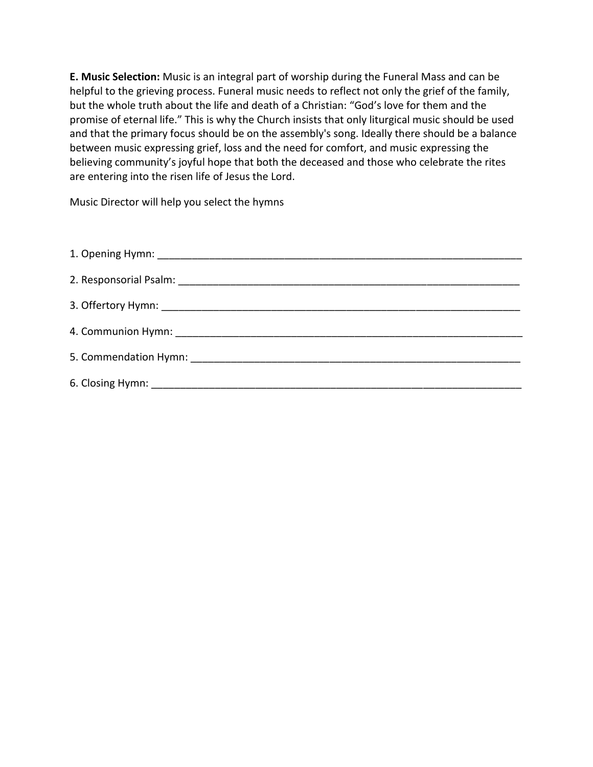**E. Music Selection:** Music is an integral part of worship during the Funeral Mass and can be helpful to the grieving process. Funeral music needs to reflect not only the grief of the family, but the whole truth about the life and death of a Christian: "God's love for them and the promise of eternal life." This is why the Church insists that only liturgical music should be used and that the primary focus should be on the assembly's song. Ideally there should be a balance between music expressing grief, loss and the need for comfort, and music expressing the believing community's joyful hope that both the deceased and those who celebrate the rites are entering into the risen life of Jesus the Lord.

Music Director will help you select the hymns

1. Opening Hymn: ___________________________________________________________________

2. Responsorial Psalm: _______________________________________________________________

3. Offertory Hymn: __________________________________________________________________

4. Communion Hymn: ________________________________________________________________

5. Commendation Hymn: _____________________________________________________________

6. Closing Hymn: ____________________________________________________________________